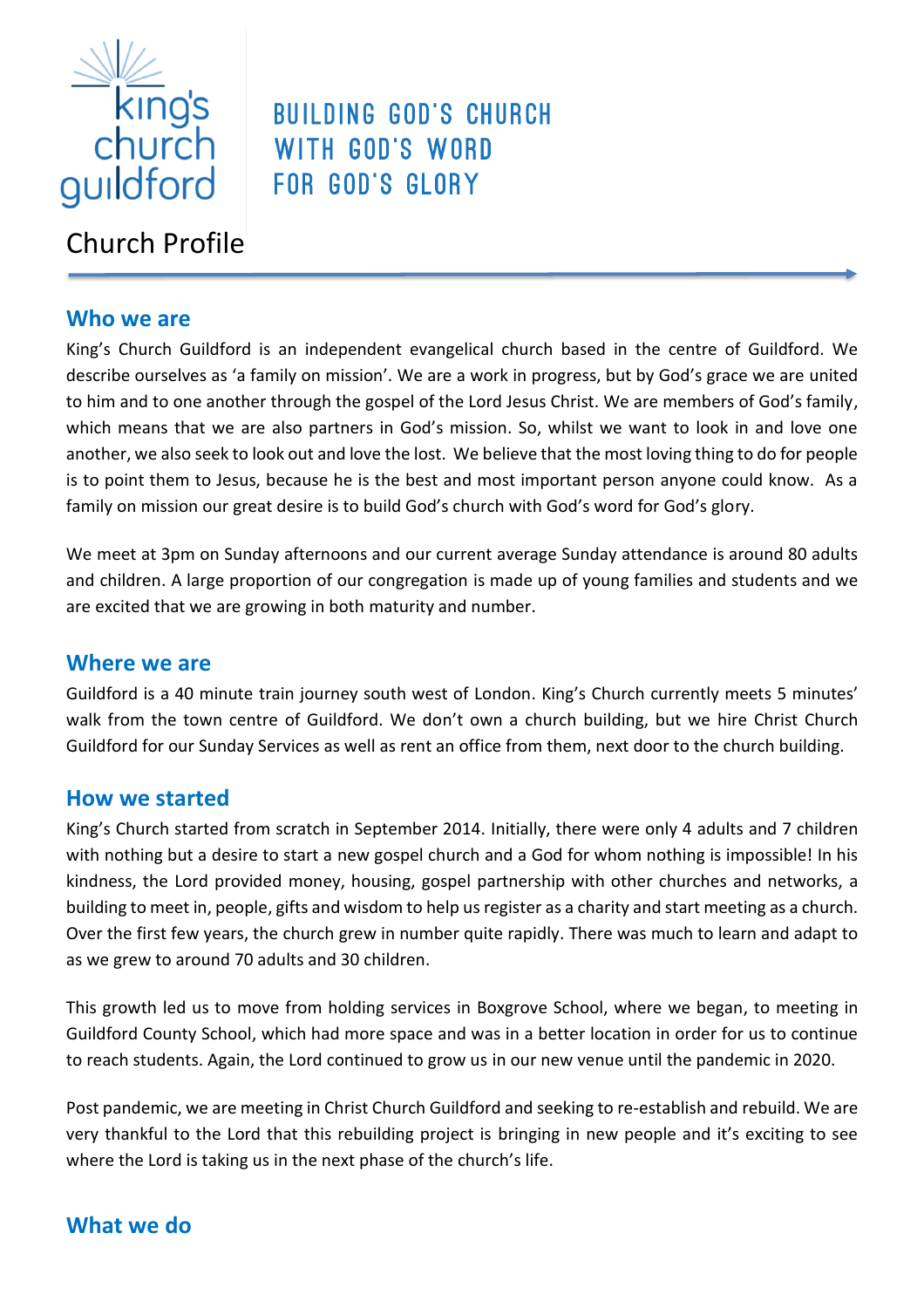king's church guildford

BUILDING GOD'S CHURCH
WITH GOD'S WORD
FOR GOD'S GLORY

# Church Profile

## Who we are

King's Church Guildford is an independent evangelical church based in the centre of Guildford. We describe ourselves as 'a family on mission'. We are a work in progress, but by God's grace we are united to him and to one another through the gospel of the Lord Jesus Christ. We are members of God's family, which means that we are also partners in God's mission. So, whilst we want to look in and love one another, we also seek to look out and love the lost. We believe that the most loving thing to do for people is to point them to Jesus, because he is the best and most important person anyone could know. As a family on mission our great desire is to build God's church with God's word for God's glory.

We meet at 3pm on Sunday afternoons and our current average Sunday attendance is around 80 adults and children. A large proportion of our congregation is made up of young families and students and we are excited that we are growing in both maturity and number.

## Where we are

Guildford is a 40 minute train journey south west of London. King's Church currently meets 5 minutes' walk from the town centre of Guildford. We don't own a church building, but we hire Christ Church Guildford for our Sunday Services as well as rent an office from them, next door to the church building.

## How we started

King's Church started from scratch in September 2014. Initially, there were only 4 adults and 7 children with nothing but a desire to start a new gospel church and a God for whom nothing is impossible! In his kindness, the Lord provided money, housing, gospel partnership with other churches and networks, a building to meet in, people, gifts and wisdom to help us register as a charity and start meeting as a church. Over the first few years, the church grew in number quite rapidly. There was much to learn and adapt to as we grew to around 70 adults and 30 children.

This growth led us to move from holding services in Boxgrove School, where we began, to meeting in Guildford County School, which had more space and was in a better location in order for us to continue to reach students. Again, the Lord continued to grow us in our new venue until the pandemic in 2020.

Post pandemic, we are meeting in Christ Church Guildford and seeking to re-establish and rebuild. We are very thankful to the Lord that this rebuilding project is bringing in new people and it's exciting to see where the Lord is taking us in the next phase of the church's life.

## What we do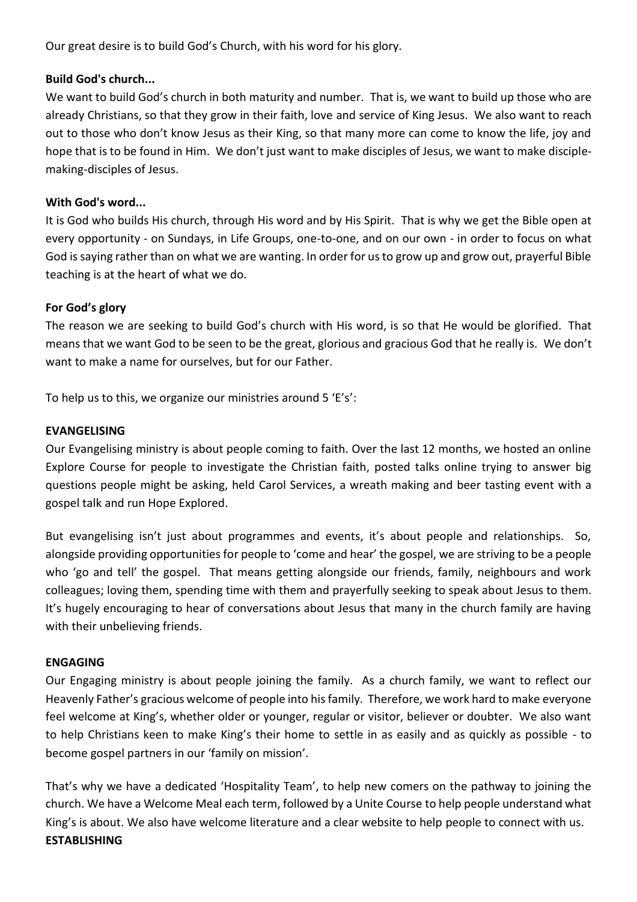Our great desire is to build God's Church, with his word for his glory.

**Build God's church...**

We want to build God's church in both maturity and number. That is, we want to build up those who are already Christians, so that they grow in their faith, love and service of King Jesus. We also want to reach out to those who don't know Jesus as their King, so that many more can come to know the life, joy and hope that is to be found in Him. We don't just want to make disciples of Jesus, we want to make disciple-making-disciples of Jesus.

**With God's word...**

It is God who builds His church, through His word and by His Spirit. That is why we get the Bible open at every opportunity - on Sundays, in Life Groups, one-to-one, and on our own - in order to focus on what God is saying rather than on what we are wanting. In order for us to grow up and grow out, prayerful Bible teaching is at the heart of what we do.

**For God's glory**

The reason we are seeking to build God's church with His word, is so that He would be glorified. That means that we want God to be seen to be the great, glorious and gracious God that he really is. We don't want to make a name for ourselves, but for our Father.

To help us to this, we organize our ministries around 5 'E's':

**EVANGELISING**

Our Evangelising ministry is about people coming to faith. Over the last 12 months, we hosted an online Explore Course for people to investigate the Christian faith, posted talks online trying to answer big questions people might be asking, held Carol Services, a wreath making and beer tasting event with a gospel talk and run Hope Explored.

But evangelising isn't just about programmes and events, it's about people and relationships. So, alongside providing opportunities for people to 'come and hear' the gospel, we are striving to be a people who 'go and tell' the gospel. That means getting alongside our friends, family, neighbours and work colleagues; loving them, spending time with them and prayerfully seeking to speak about Jesus to them. It's hugely encouraging to hear of conversations about Jesus that many in the church family are having with their unbelieving friends.

**ENGAGING**

Our Engaging ministry is about people joining the family. As a church family, we want to reflect our Heavenly Father's gracious welcome of people into his family. Therefore, we work hard to make everyone feel welcome at King's, whether older or younger, regular or visitor, believer or doubter. We also want to help Christians keen to make King's their home to settle in as easily and as quickly as possible - to become gospel partners in our 'family on mission'.

That's why we have a dedicated 'Hospitality Team', to help new comers on the pathway to joining the church. We have a Welcome Meal each term, followed by a Unite Course to help people understand what King's is about. We also have welcome literature and a clear website to help people to connect with us.

**ESTABLISHING**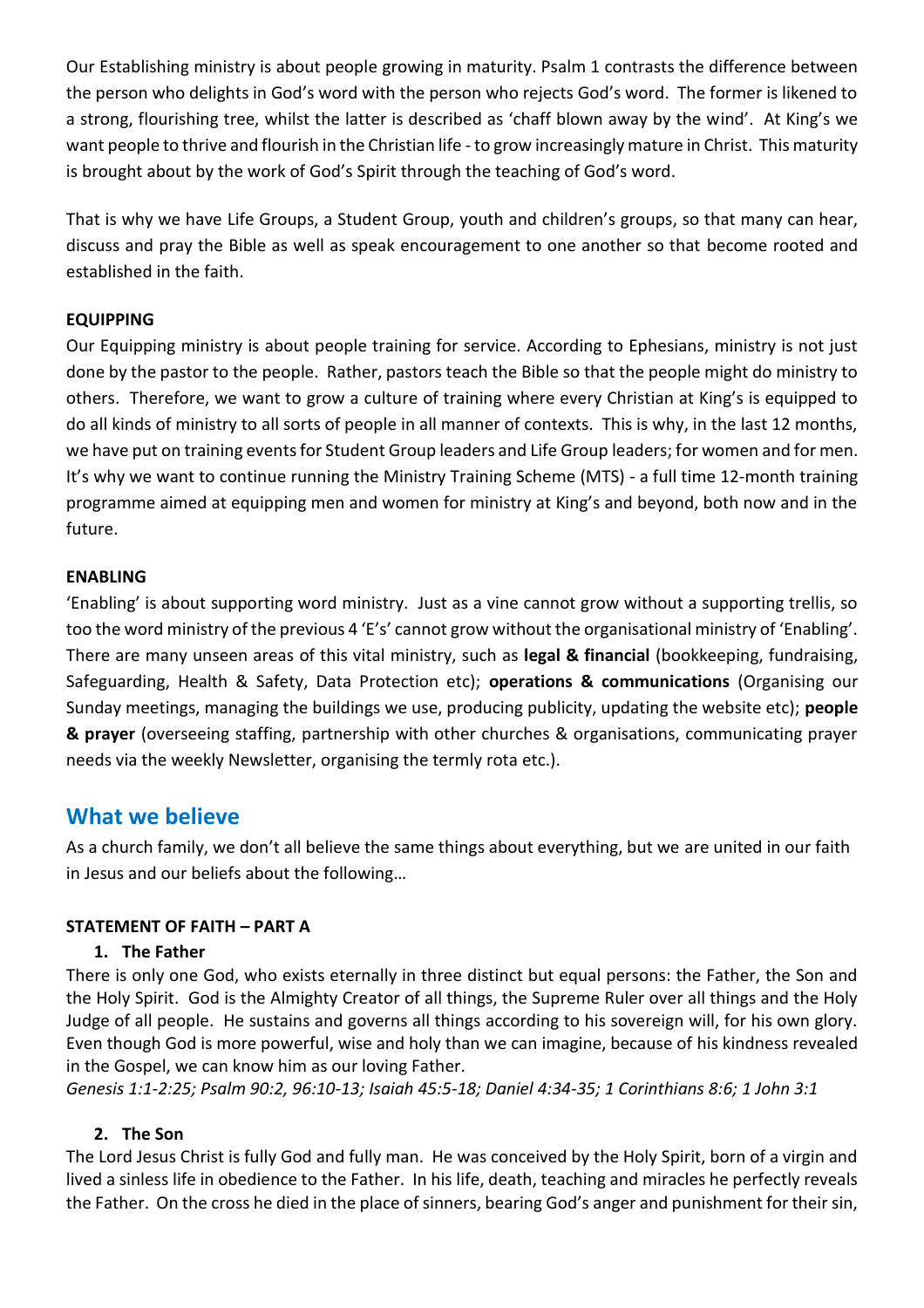Our Establishing ministry is about people growing in maturity. Psalm 1 contrasts the difference between the person who delights in God's word with the person who rejects God's word. The former is likened to a strong, flourishing tree, whilst the latter is described as 'chaff blown away by the wind'. At King's we want people to thrive and flourish in the Christian life - to grow increasingly mature in Christ. This maturity is brought about by the work of God's Spirit through the teaching of God's word.

That is why we have Life Groups, a Student Group, youth and children's groups, so that many can hear, discuss and pray the Bible as well as speak encouragement to one another so that become rooted and established in the faith.

**EQUIPPING**

Our Equipping ministry is about people training for service. According to Ephesians, ministry is not just done by the pastor to the people. Rather, pastors teach the Bible so that the people might do ministry to others. Therefore, we want to grow a culture of training where every Christian at King's is equipped to do all kinds of ministry to all sorts of people in all manner of contexts. This is why, in the last 12 months, we have put on training events for Student Group leaders and Life Group leaders; for women and for men. It's why we want to continue running the Ministry Training Scheme (MTS) - a full time 12-month training programme aimed at equipping men and women for ministry at King's and beyond, both now and in the future.

**ENABLING**

'Enabling' is about supporting word ministry. Just as a vine cannot grow without a supporting trellis, so too the word ministry of the previous 4 'E's' cannot grow without the organisational ministry of 'Enabling'. There are many unseen areas of this vital ministry, such as **legal & financial** (bookkeeping, fundraising, Safeguarding, Health & Safety, Data Protection etc); **operations & communications** (Organising our Sunday meetings, managing the buildings we use, producing publicity, updating the website etc); **people & prayer** (overseeing staffing, partnership with other churches & organisations, communicating prayer needs via the weekly Newsletter, organising the termly rota etc.).

## What we believe

As a church family, we don't all believe the same things about everything, but we are united in our faith in Jesus and our beliefs about the following…

**STATEMENT OF FAITH – PART A**

1. **The Father**

There is only one God, who exists eternally in three distinct but equal persons: the Father, the Son and the Holy Spirit. God is the Almighty Creator of all things, the Supreme Ruler over all things and the Holy Judge of all people. He sustains and governs all things according to his sovereign will, for his own glory. Even though God is more powerful, wise and holy than we can imagine, because of his kindness revealed in the Gospel, we can know him as our loving Father.

*Genesis 1:1-2:25; Psalm 90:2, 96:10-13; Isaiah 45:5-18; Daniel 4:34-35; 1 Corinthians 8:6; 1 John 3:1*

2. **The Son**

The Lord Jesus Christ is fully God and fully man. He was conceived by the Holy Spirit, born of a virgin and lived a sinless life in obedience to the Father. In his life, death, teaching and miracles he perfectly reveals the Father. On the cross he died in the place of sinners, bearing God's anger and punishment for their sin,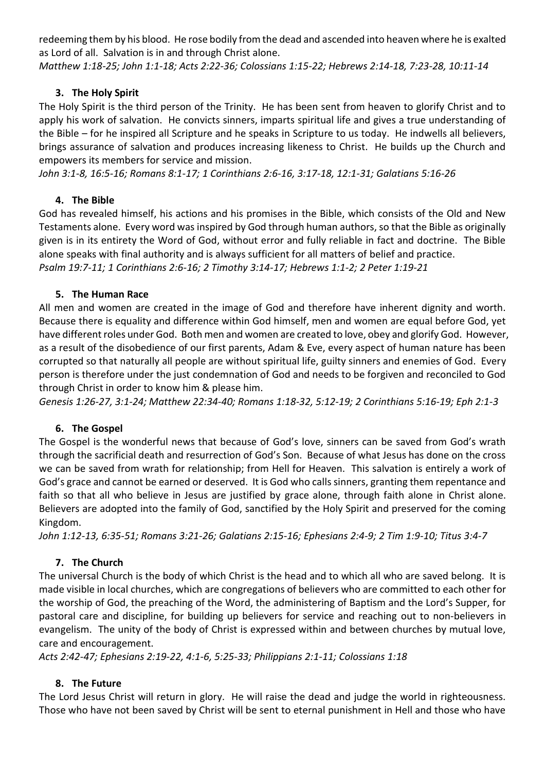redeeming them by his blood. He rose bodily from the dead and ascended into heaven where he is exalted as Lord of all. Salvation is in and through Christ alone.
*Matthew 1:18-25; John 1:1-18; Acts 2:22-36; Colossians 1:15-22; Hebrews 2:14-18, 7:23-28, 10:11-14*

### 3. The Holy Spirit

The Holy Spirit is the third person of the Trinity. He has been sent from heaven to glorify Christ and to apply his work of salvation. He convicts sinners, imparts spiritual life and gives a true understanding of the Bible – for he inspired all Scripture and he speaks in Scripture to us today. He indwells all believers, brings assurance of salvation and produces increasing likeness to Christ. He builds up the Church and empowers its members for service and mission.
*John 3:1-8, 16:5-16; Romans 8:1-17; 1 Corinthians 2:6-16, 3:17-18, 12:1-31; Galatians 5:16-26*

### 4. The Bible

God has revealed himself, his actions and his promises in the Bible, which consists of the Old and New Testaments alone. Every word was inspired by God through human authors, so that the Bible as originally given is in its entirety the Word of God, without error and fully reliable in fact and doctrine. The Bible alone speaks with final authority and is always sufficient for all matters of belief and practice.
*Psalm 19:7-11; 1 Corinthians 2:6-16; 2 Timothy 3:14-17; Hebrews 1:1-2; 2 Peter 1:19-21*

### 5. The Human Race

All men and women are created in the image of God and therefore have inherent dignity and worth. Because there is equality and difference within God himself, men and women are equal before God, yet have different roles under God. Both men and women are created to love, obey and glorify God. However, as a result of the disobedience of our first parents, Adam & Eve, every aspect of human nature has been corrupted so that naturally all people are without spiritual life, guilty sinners and enemies of God. Every person is therefore under the just condemnation of God and needs to be forgiven and reconciled to God through Christ in order to know him & please him.
*Genesis 1:26-27, 3:1-24; Matthew 22:34-40; Romans 1:18-32, 5:12-19; 2 Corinthians 5:16-19; Eph 2:1-3*

### 6. The Gospel

The Gospel is the wonderful news that because of God's love, sinners can be saved from God's wrath through the sacrificial death and resurrection of God's Son. Because of what Jesus has done on the cross we can be saved from wrath for relationship; from Hell for Heaven. This salvation is entirely a work of God's grace and cannot be earned or deserved. It is God who calls sinners, granting them repentance and faith so that all who believe in Jesus are justified by grace alone, through faith alone in Christ alone. Believers are adopted into the family of God, sanctified by the Holy Spirit and preserved for the coming Kingdom.
*John 1:12-13, 6:35-51; Romans 3:21-26; Galatians 2:15-16; Ephesians 2:4-9; 2 Tim 1:9-10; Titus 3:4-7*

### 7. The Church

The universal Church is the body of which Christ is the head and to which all who are saved belong. It is made visible in local churches, which are congregations of believers who are committed to each other for the worship of God, the preaching of the Word, the administering of Baptism and the Lord's Supper, for pastoral care and discipline, for building up believers for service and reaching out to non-believers in evangelism. The unity of the body of Christ is expressed within and between churches by mutual love, care and encouragement.
*Acts 2:42-47; Ephesians 2:19-22, 4:1-6, 5:25-33; Philippians 2:1-11; Colossians 1:18*

### 8. The Future

The Lord Jesus Christ will return in glory. He will raise the dead and judge the world in righteousness. Those who have not been saved by Christ will be sent to eternal punishment in Hell and those who have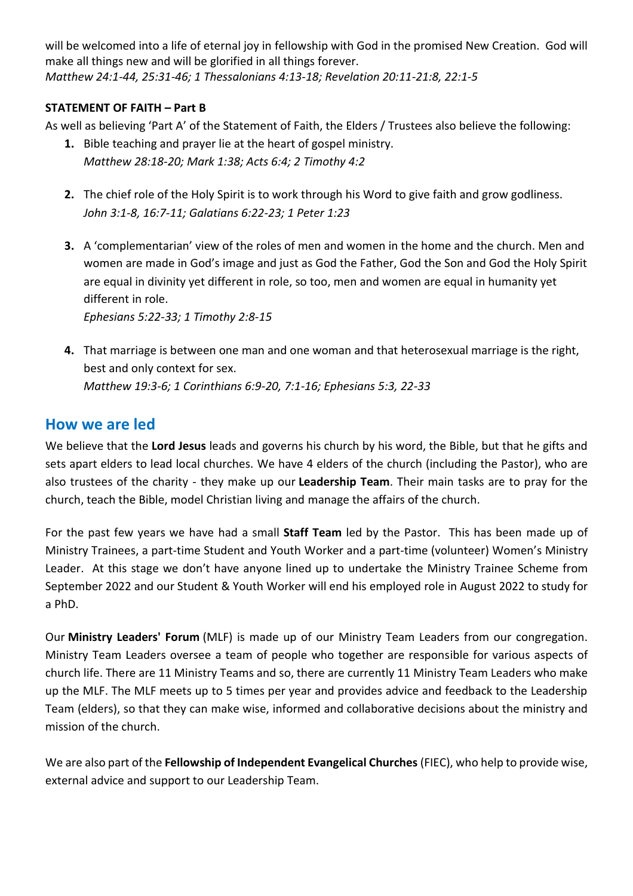will be welcomed into a life of eternal joy in fellowship with God in the promised New Creation. God will make all things new and will be glorified in all things forever.
*Matthew 24:1-44, 25:31-46; 1 Thessalonians 4:13-18; Revelation 20:11-21:8, 22:1-5*

**STATEMENT OF FAITH – Part B**

As well as believing 'Part A' of the Statement of Faith, the Elders / Trustees also believe the following:

1. Bible teaching and prayer lie at the heart of gospel ministry.
   *Matthew 28:18-20; Mark 1:38; Acts 6:4; 2 Timothy 4:2*

2. The chief role of the Holy Spirit is to work through his Word to give faith and grow godliness.
   *John 3:1-8, 16:7-11; Galatians 6:22-23; 1 Peter 1:23*

3. A 'complementarian' view of the roles of men and women in the home and the church. Men and women are made in God's image and just as God the Father, God the Son and God the Holy Spirit are equal in divinity yet different in role, so too, men and women are equal in humanity yet different in role.
   *Ephesians 5:22-33; 1 Timothy 2:8-15*

4. That marriage is between one man and one woman and that heterosexual marriage is the right, best and only context for sex.
   *Matthew 19:3-6; 1 Corinthians 6:9-20, 7:1-16; Ephesians 5:3, 22-33*

## How we are led

We believe that the **Lord Jesus** leads and governs his church by his word, the Bible, but that he gifts and sets apart elders to lead local churches. We have 4 elders of the church (including the Pastor), who are also trustees of the charity - they make up our **Leadership Team**. Their main tasks are to pray for the church, teach the Bible, model Christian living and manage the affairs of the church.

For the past few years we have had a small **Staff Team** led by the Pastor. This has been made up of Ministry Trainees, a part-time Student and Youth Worker and a part-time (volunteer) Women's Ministry Leader. At this stage we don't have anyone lined up to undertake the Ministry Trainee Scheme from September 2022 and our Student & Youth Worker will end his employed role in August 2022 to study for a PhD.

Our **Ministry Leaders' Forum** (MLF) is made up of our Ministry Team Leaders from our congregation. Ministry Team Leaders oversee a team of people who together are responsible for various aspects of church life. There are 11 Ministry Teams and so, there are currently 11 Ministry Team Leaders who make up the MLF. The MLF meets up to 5 times per year and provides advice and feedback to the Leadership Team (elders), so that they can make wise, informed and collaborative decisions about the ministry and mission of the church.

We are also part of the **Fellowship of Independent Evangelical Churches** (FIEC), who help to provide wise, external advice and support to our Leadership Team.